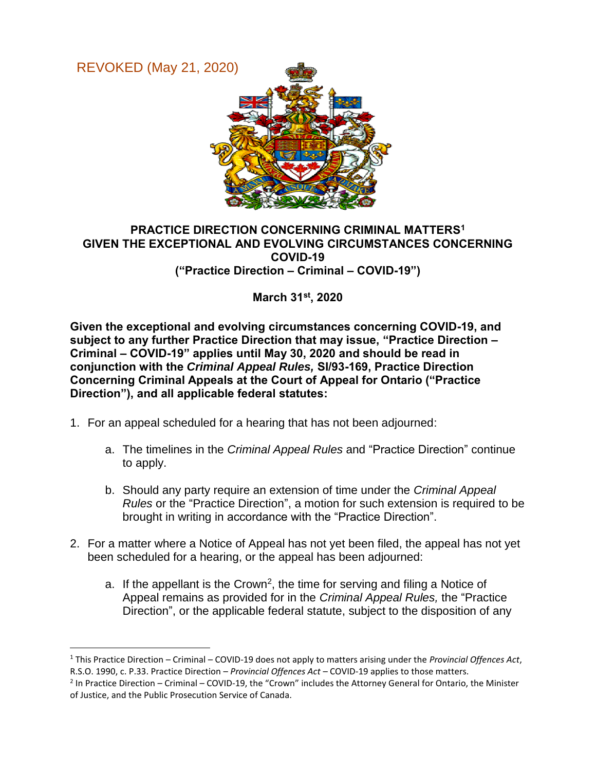REVOKED (May 21, 2020)

**PRACTICE DIRECTION CONCERNING CRIMINAL MATTERS[1]**
**GIVEN THE EXCEPTIONAL AND EVOLVING CIRCUMSTANCES CONCERNING COVID-19**
**("Practice Direction – Criminal – COVID-19")**

**March 31st, 2020**

**Given the exceptional and evolving circumstances concerning COVID-19, and subject to any further Practice Direction that may issue, "Practice Direction – Criminal – COVID-19" applies until May 30, 2020 and should be read in conjunction with the *Criminal Appeal Rules,* SI/93-169, Practice Direction Concerning Criminal Appeals at the Court of Appeal for Ontario ("Practice Direction"), and all applicable federal statutes:**

1. For an appeal scheduled for a hearing that has not been adjourned:

    a. The timelines in the *Criminal Appeal Rules* and "Practice Direction" continue to apply.

    b. Should any party require an extension of time under the *Criminal Appeal Rules* or the "Practice Direction", a motion for such extension is required to be brought in writing in accordance with the "Practice Direction".

2. For a matter where a Notice of Appeal has not yet been filed, the appeal has not yet been scheduled for a hearing, or the appeal has been adjourned:

    a. If the appellant is the Crown[2], the time for serving and filing a Notice of Appeal remains as provided for in the *Criminal Appeal Rules,* the "Practice Direction", or the applicable federal statute, subject to the disposition of any

---

[1] This Practice Direction – Criminal – COVID-19 does not apply to matters arising under the *Provincial Offences Act*, R.S.O. 1990, c. P.33. Practice Direction – *Provincial Offences Act* – COVID-19 applies to those matters.

[2] In Practice Direction – Criminal – COVID-19, the "Crown" includes the Attorney General for Ontario, the Minister of Justice, and the Public Prosecution Service of Canada.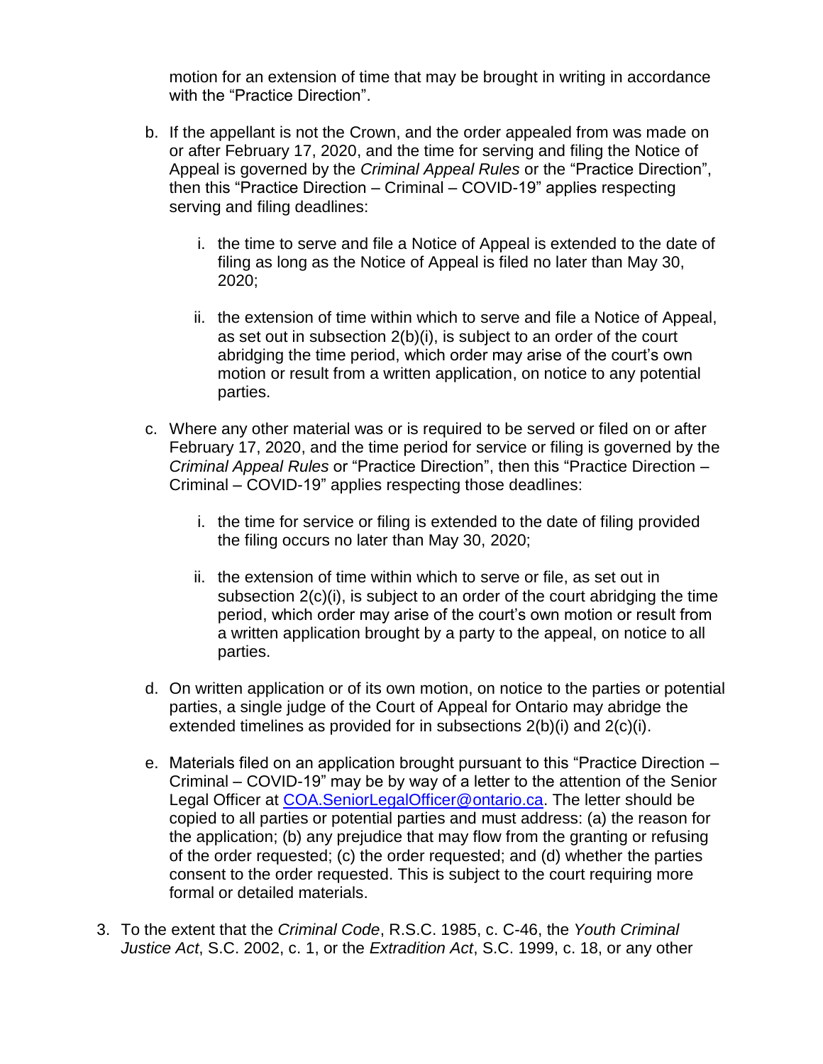motion for an extension of time that may be brought in writing in accordance with the "Practice Direction".

b. If the appellant is not the Crown, and the order appealed from was made on or after February 17, 2020, and the time for serving and filing the Notice of Appeal is governed by the *Criminal Appeal Rules* or the "Practice Direction", then this "Practice Direction – Criminal – COVID-19" applies respecting serving and filing deadlines:

    i. the time to serve and file a Notice of Appeal is extended to the date of filing as long as the Notice of Appeal is filed no later than May 30, 2020;

    ii. the extension of time within which to serve and file a Notice of Appeal, as set out in subsection 2(b)(i), is subject to an order of the court abridging the time period, which order may arise of the court's own motion or result from a written application, on notice to any potential parties.

c. Where any other material was or is required to be served or filed on or after February 17, 2020, and the time period for service or filing is governed by the *Criminal Appeal Rules* or "Practice Direction", then this "Practice Direction – Criminal – COVID-19" applies respecting those deadlines:

    i. the time for service or filing is extended to the date of filing provided the filing occurs no later than May 30, 2020;

    ii. the extension of time within which to serve or file, as set out in subsection 2(c)(i), is subject to an order of the court abridging the time period, which order may arise of the court's own motion or result from a written application brought by a party to the appeal, on notice to all parties.

d. On written application or of its own motion, on notice to the parties or potential parties, a single judge of the Court of Appeal for Ontario may abridge the extended timelines as provided for in subsections 2(b)(i) and 2(c)(i).

e. Materials filed on an application brought pursuant to this "Practice Direction – Criminal – COVID-19" may be by way of a letter to the attention of the Senior Legal Officer at COA.SeniorLegalOfficer@ontario.ca. The letter should be copied to all parties or potential parties and must address: (a) the reason for the application; (b) any prejudice that may flow from the granting or refusing of the order requested; (c) the order requested; and (d) whether the parties consent to the order requested. This is subject to the court requiring more formal or detailed materials.

3. To the extent that the *Criminal Code*, R.S.C. 1985, c. C-46, the *Youth Criminal Justice Act*, S.C. 2002, c. 1, or the *Extradition Act*, S.C. 1999, c. 18, or any other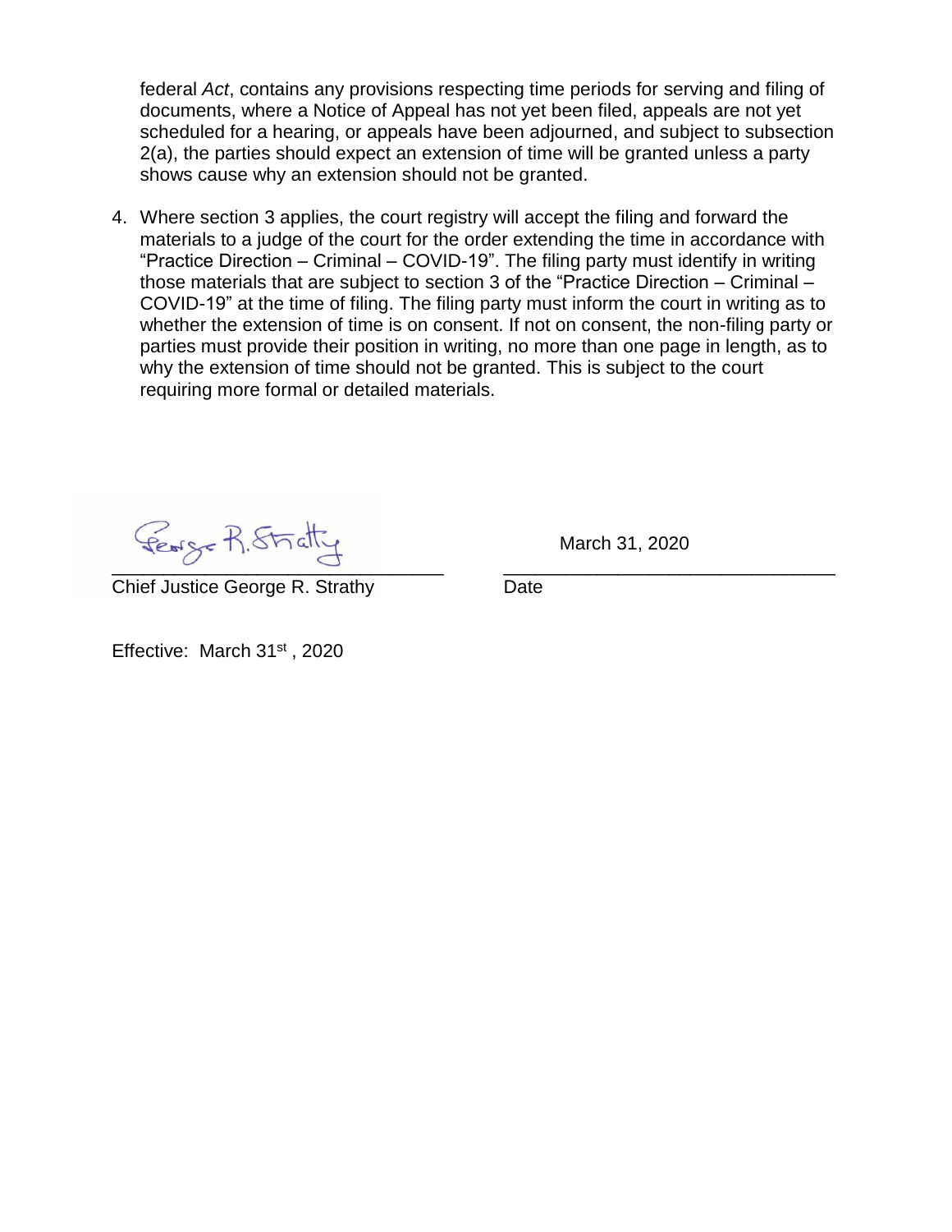federal *Act*, contains any provisions respecting time periods for serving and filing of documents, where a Notice of Appeal has not yet been filed, appeals are not yet scheduled for a hearing, or appeals have been adjourned, and subject to subsection 2(a), the parties should expect an extension of time will be granted unless a party shows cause why an extension should not be granted.

4. Where section 3 applies, the court registry will accept the filing and forward the materials to a judge of the court for the order extending the time in accordance with "Practice Direction – Criminal – COVID-19". The filing party must identify in writing those materials that are subject to section 3 of the "Practice Direction – Criminal – COVID-19" at the time of filing. The filing party must inform the court in writing as to whether the extension of time is on consent. If not on consent, the non-filing party or parties must provide their position in writing, no more than one page in length, as to why the extension of time should not be granted. This is subject to the court requiring more formal or detailed materials.

| | |
|---|---|
| George R. Strathy | March 31, 2020 |
| Chief Justice George R. Strathy | Date |

Effective: March 31st, 2020